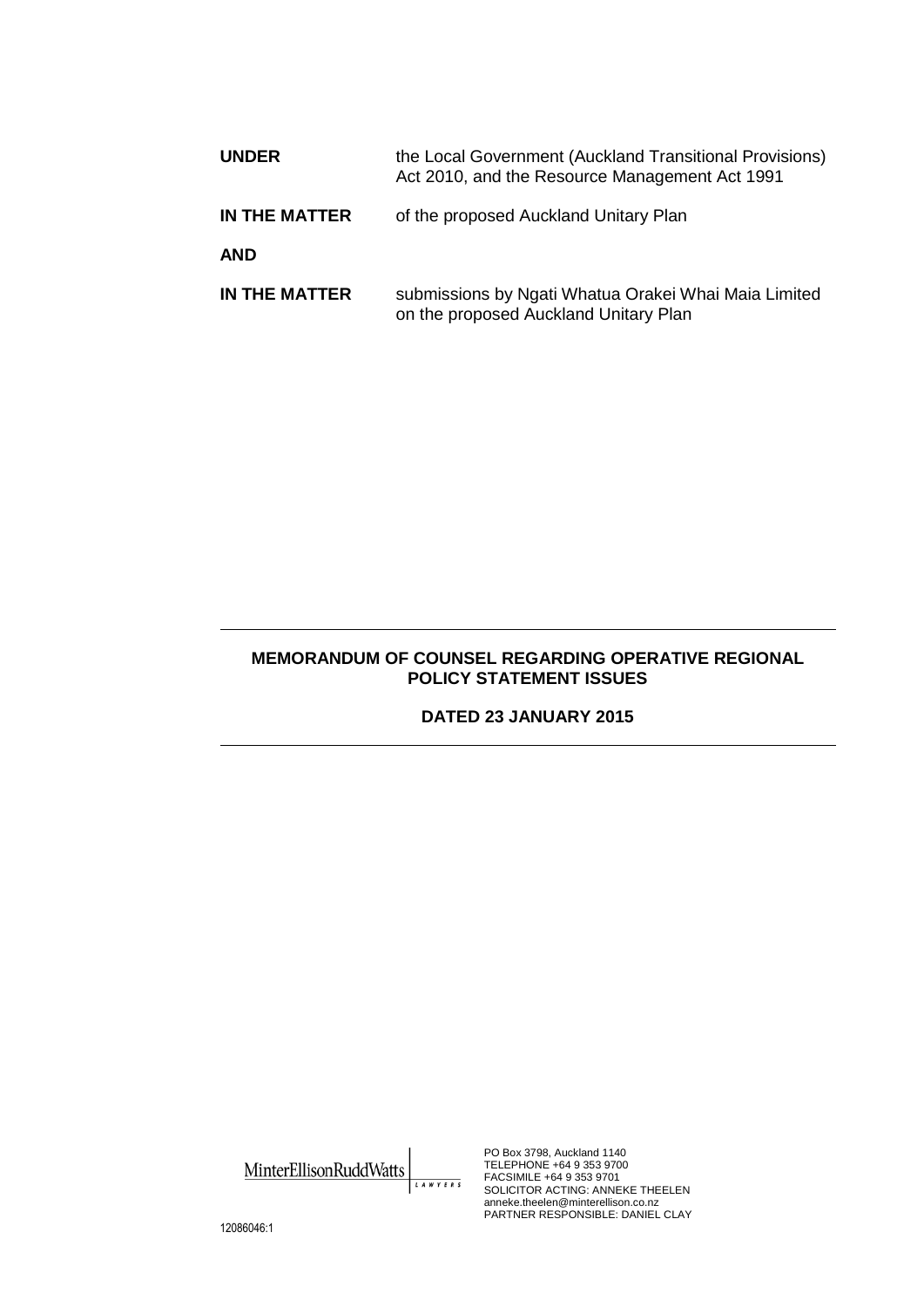| | |
|---|---|
| **UNDER** | the Local Government (Auckland Transitional Provisions) Act 2010, and the Resource Management Act 1991 |
| **IN THE MATTER** | of the proposed Auckland Unitary Plan |
| **AND** | |
| **IN THE MATTER** | submissions by Ngati Whatua Orakei Whai Maia Limited on the proposed Auckland Unitary Plan |

---

**MEMORANDUM OF COUNSEL REGARDING OPERATIVE REGIONAL POLICY STATEMENT ISSUES**

**DATED 23 JANUARY 2015**

---

MinterEllisonRuddWatts LAWYERS

PO Box 3798, Auckland 1140
TELEPHONE +64 9 353 9700
FACSIMILE +64 9 353 9701
SOLICITOR ACTING: ANNEKE THEELEN
anneke.theelen@minterellison.co.nz
PARTNER RESPONSIBLE: DANIEL CLAY

12086046:1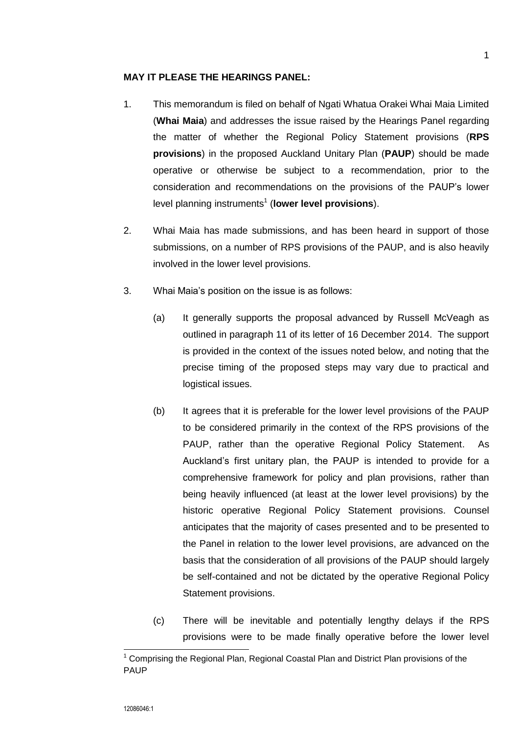**MAY IT PLEASE THE HEARINGS PANEL:**

1. This memorandum is filed on behalf of Ngati Whatua Orakei Whai Maia Limited (**Whai Maia**) and addresses the issue raised by the Hearings Panel regarding the matter of whether the Regional Policy Statement provisions (**RPS provisions**) in the proposed Auckland Unitary Plan (**PAUP**) should be made operative or otherwise be subject to a recommendation, prior to the consideration and recommendations on the provisions of the PAUP's lower level planning instruments[1] (**lower level provisions**).

2. Whai Maia has made submissions, and has been heard in support of those submissions, on a number of RPS provisions of the PAUP, and is also heavily involved in the lower level provisions.

3. Whai Maia's position on the issue is as follows:

   (a) It generally supports the proposal advanced by Russell McVeagh as outlined in paragraph 11 of its letter of 16 December 2014. The support is provided in the context of the issues noted below, and noting that the precise timing of the proposed steps may vary due to practical and logistical issues.

   (b) It agrees that it is preferable for the lower level provisions of the PAUP to be considered primarily in the context of the RPS provisions of the PAUP, rather than the operative Regional Policy Statement. As Auckland's first unitary plan, the PAUP is intended to provide for a comprehensive framework for policy and plan provisions, rather than being heavily influenced (at least at the lower level provisions) by the historic operative Regional Policy Statement provisions. Counsel anticipates that the majority of cases presented and to be presented to the Panel in relation to the lower level provisions, are advanced on the basis that the consideration of all provisions of the PAUP should largely be self-contained and not be dictated by the operative Regional Policy Statement provisions.

   (c) There will be inevitable and potentially lengthy delays if the RPS provisions were to be made finally operative before the lower level

---

[1] Comprising the Regional Plan, Regional Coastal Plan and District Plan provisions of the PAUP

12086046:1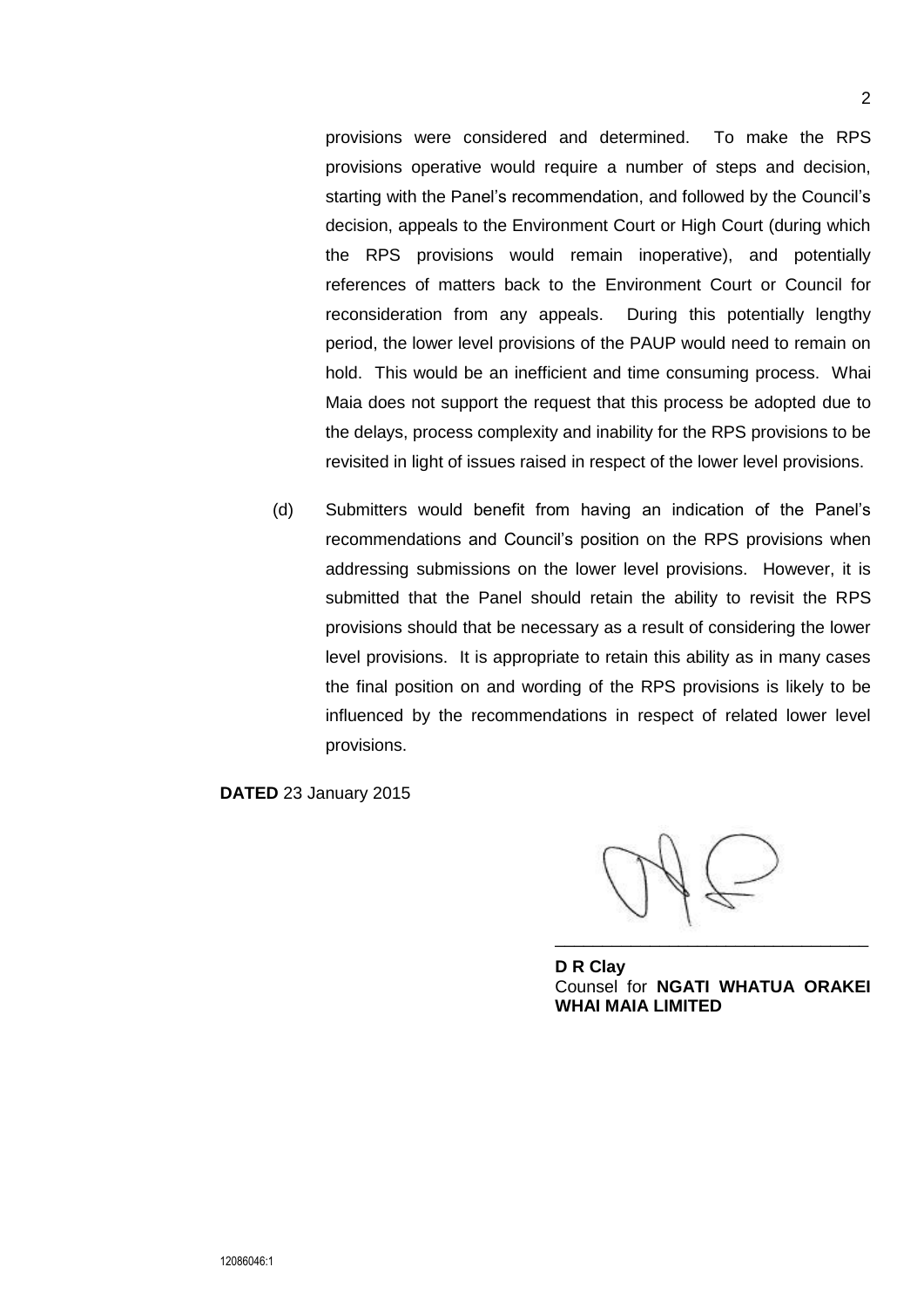provisions were considered and determined. To make the RPS provisions operative would require a number of steps and decision, starting with the Panel's recommendation, and followed by the Council's decision, appeals to the Environment Court or High Court (during which the RPS provisions would remain inoperative), and potentially references of matters back to the Environment Court or Council for reconsideration from any appeals. During this potentially lengthy period, the lower level provisions of the PAUP would need to remain on hold. This would be an inefficient and time consuming process. Whai Maia does not support the request that this process be adopted due to the delays, process complexity and inability for the RPS provisions to be revisited in light of issues raised in respect of the lower level provisions.

(d) Submitters would benefit from having an indication of the Panel's recommendations and Council's position on the RPS provisions when addressing submissions on the lower level provisions. However, it is submitted that the Panel should retain the ability to revisit the RPS provisions should that be necessary as a result of considering the lower level provisions. It is appropriate to retain this ability as in many cases the final position on and wording of the RPS provisions is likely to be influenced by the recommendations in respect of related lower level provisions.

**DATED** 23 January 2015

\_\_\_\_\_\_\_\_\_\_\_\_\_\_\_\_\_\_\_\_\_\_\_\_\_\_\_\_\_\_\_\_\_\_

**D R Clay**
Counsel for **NGATI WHATUA ORAKEI WHAI MAIA LIMITED**

12086046:1